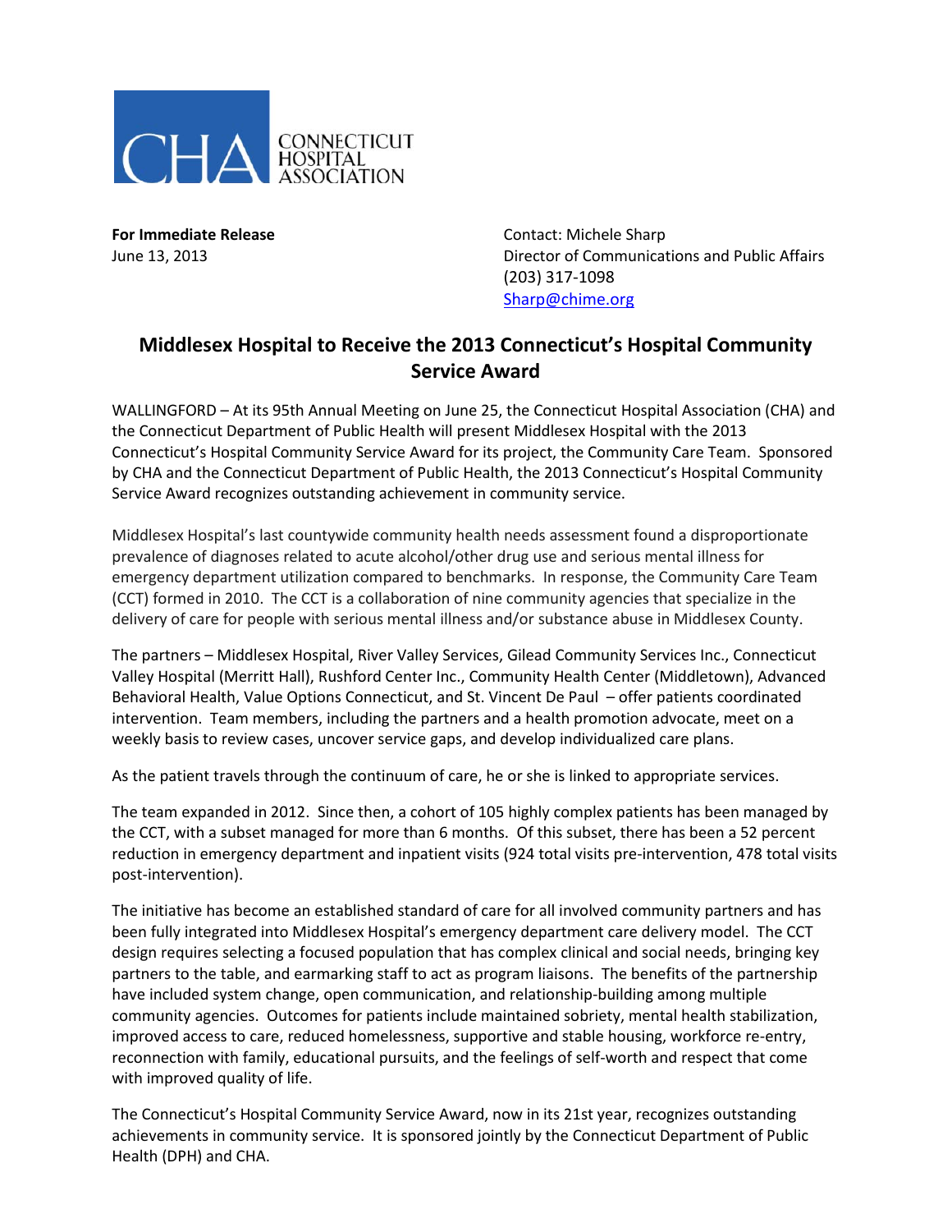CONNECTICUT HOSPITAL ASSOCIATION

**For Immediate Release**
June 13, 2013

Contact: Michele Sharp
Director of Communications and Public Affairs
(203) 317-1098
Sharp@chime.org

# Middlesex Hospital to Receive the 2013 Connecticut's Hospital Community Service Award

WALLINGFORD – At its 95th Annual Meeting on June 25, the Connecticut Hospital Association (CHA) and the Connecticut Department of Public Health will present Middlesex Hospital with the 2013 Connecticut's Hospital Community Service Award for its project, the Community Care Team. Sponsored by CHA and the Connecticut Department of Public Health, the 2013 Connecticut's Hospital Community Service Award recognizes outstanding achievement in community service.

Middlesex Hospital's last countywide community health needs assessment found a disproportionate prevalence of diagnoses related to acute alcohol/other drug use and serious mental illness for emergency department utilization compared to benchmarks. In response, the Community Care Team (CCT) formed in 2010. The CCT is a collaboration of nine community agencies that specialize in the delivery of care for people with serious mental illness and/or substance abuse in Middlesex County.

The partners – Middlesex Hospital, River Valley Services, Gilead Community Services Inc., Connecticut Valley Hospital (Merritt Hall), Rushford Center Inc., Community Health Center (Middletown), Advanced Behavioral Health, Value Options Connecticut, and St. Vincent De Paul – offer patients coordinated intervention. Team members, including the partners and a health promotion advocate, meet on a weekly basis to review cases, uncover service gaps, and develop individualized care plans.

As the patient travels through the continuum of care, he or she is linked to appropriate services.

The team expanded in 2012. Since then, a cohort of 105 highly complex patients has been managed by the CCT, with a subset managed for more than 6 months. Of this subset, there has been a 52 percent reduction in emergency department and inpatient visits (924 total visits pre-intervention, 478 total visits post-intervention).

The initiative has become an established standard of care for all involved community partners and has been fully integrated into Middlesex Hospital's emergency department care delivery model. The CCT design requires selecting a focused population that has complex clinical and social needs, bringing key partners to the table, and earmarking staff to act as program liaisons. The benefits of the partnership have included system change, open communication, and relationship-building among multiple community agencies. Outcomes for patients include maintained sobriety, mental health stabilization, improved access to care, reduced homelessness, supportive and stable housing, workforce re-entry, reconnection with family, educational pursuits, and the feelings of self-worth and respect that come with improved quality of life.

The Connecticut's Hospital Community Service Award, now in its 21st year, recognizes outstanding achievements in community service. It is sponsored jointly by the Connecticut Department of Public Health (DPH) and CHA.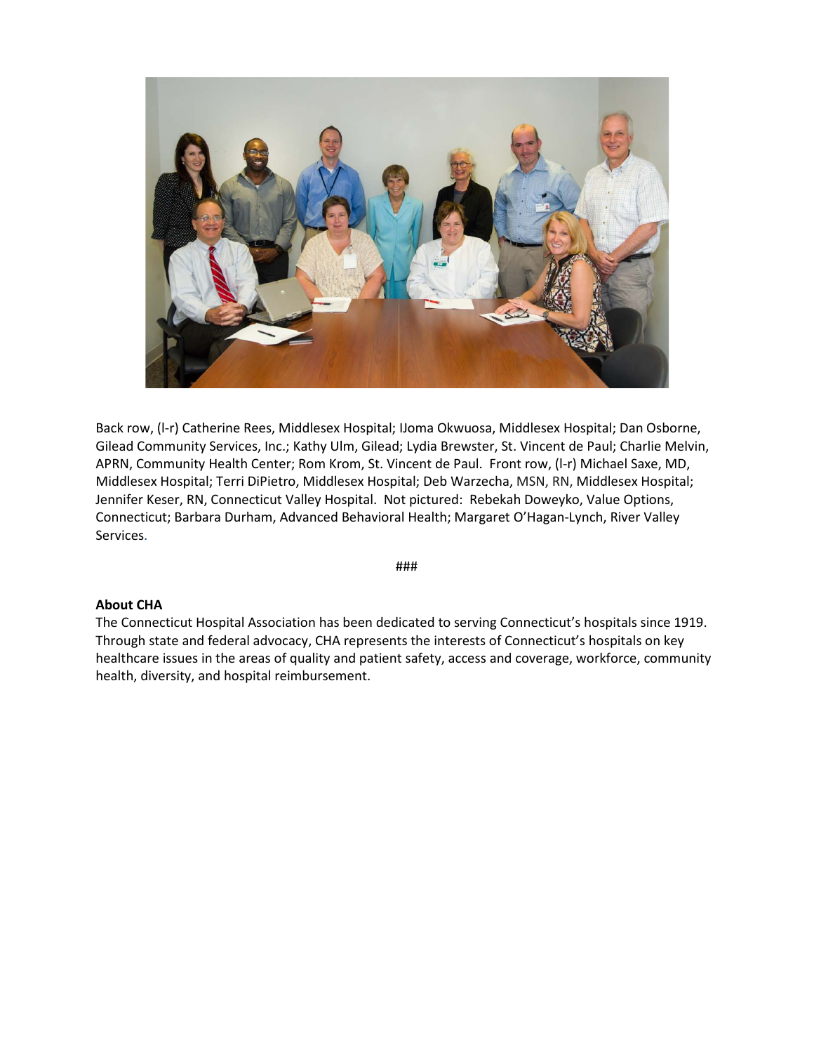Back row, (l-r) Catherine Rees, Middlesex Hospital; IJoma Okwuosa, Middlesex Hospital; Dan Osborne, Gilead Community Services, Inc.; Kathy Ulm, Gilead; Lydia Brewster, St. Vincent de Paul; Charlie Melvin, APRN, Community Health Center; Rom Krom, St. Vincent de Paul. Front row, (l-r) Michael Saxe, MD, Middlesex Hospital; Terri DiPietro, Middlesex Hospital; Deb Warzecha, MSN, RN, Middlesex Hospital; Jennifer Keser, RN, Connecticut Valley Hospital. Not pictured: Rebekah Doweyko, Value Options, Connecticut; Barbara Durham, Advanced Behavioral Health; Margaret O'Hagan-Lynch, River Valley Services.

###

**About CHA**

The Connecticut Hospital Association has been dedicated to serving Connecticut's hospitals since 1919. Through state and federal advocacy, CHA represents the interests of Connecticut's hospitals on key healthcare issues in the areas of quality and patient safety, access and coverage, workforce, community health, diversity, and hospital reimbursement.